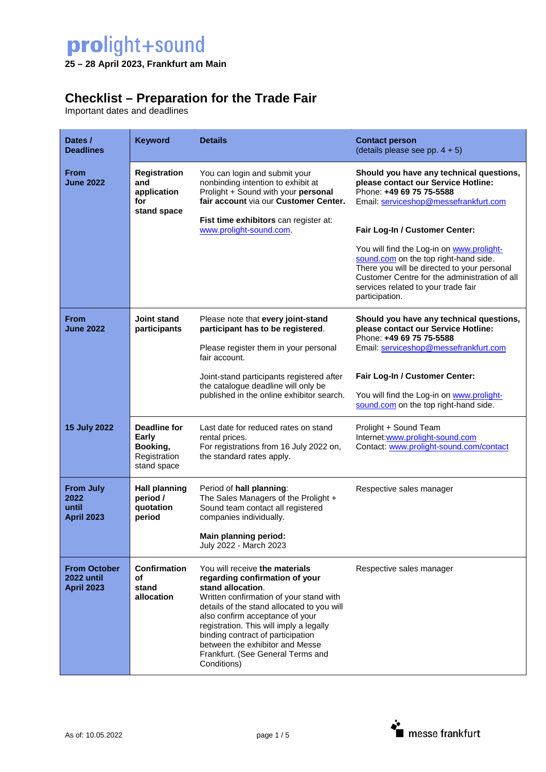# prolight+sound

**25 – 28 April 2023, Frankfurt am Main**

## Checklist – Preparation for the Trade Fair

Important dates and deadlines

| **Dates / Deadlines** | **Keyword** | **Details** | **Contact person** (details please see pp. 4 + 5) |
|---|---|---|---|
| **From June 2022** | **Registration and application for stand space** | You can login and submit your nonbinding intention to exhibit at Prolight + Sound with your **personal fair account** via our **Customer Center.**<br><br>**Fist time exhibitors** can register at: www.prolight-sound.com. | **Should you have any technical questions, please contact our Service Hotline:**<br>Phone: **+49 69 75 75-5588**<br>Email: serviceshop@messefrankfurt.com<br><br>**Fair Log-In / Customer Center:**<br><br>You will find the Log-in on www.prolight-sound.com on the top right-hand side. There you will be directed to your personal Customer Centre for the administration of all services related to your trade fair participation. |
| **From June 2022** | **Joint stand participants** | Please note that **every joint-stand participant has to be registered**.<br><br>Please register them in your personal fair account.<br><br>Joint-stand participants registered after the catalogue deadline will only be published in the online exhibitor search. | **Should you have any technical questions, please contact our Service Hotline:**<br>Phone: **+49 69 75 75-5588**<br>Email: serviceshop@messefrankfurt.com<br><br>**Fair Log-In / Customer Center:**<br><br>You will find the Log-in on www.prolight-sound.com on the top right-hand side. |
| **15 July 2022** | **Deadline for Early Booking,** Registration stand space | Last date for reduced rates on stand rental prices.<br>For registrations from 16 July 2022 on, the standard rates apply. | Prolight + Sound Team<br>Internet:www.prolight-sound.com<br>Contact: www.prolight-sound.com/contact |
| **From July 2022 until April 2023** | **Hall planning period / quotation period** | Period of **hall planning**:<br>The Sales Managers of the Prolight + Sound team contact all registered companies individually.<br><br>**Main planning period:**<br>July 2022 - March 2023 | Respective sales manager |
| **From October 2022 until April 2023** | **Confirmation of stand allocation** | You will receive **the materials regarding confirmation of your stand allocation**.<br>Written confirmation of your stand with details of the stand allocated to you will also confirm acceptance of your registration. This will imply a legally binding contract of participation between the exhibitor and Messe Frankfurt. (See General Terms and Conditions) | Respective sales manager |

As of: 10.05.2022

messe frankfurt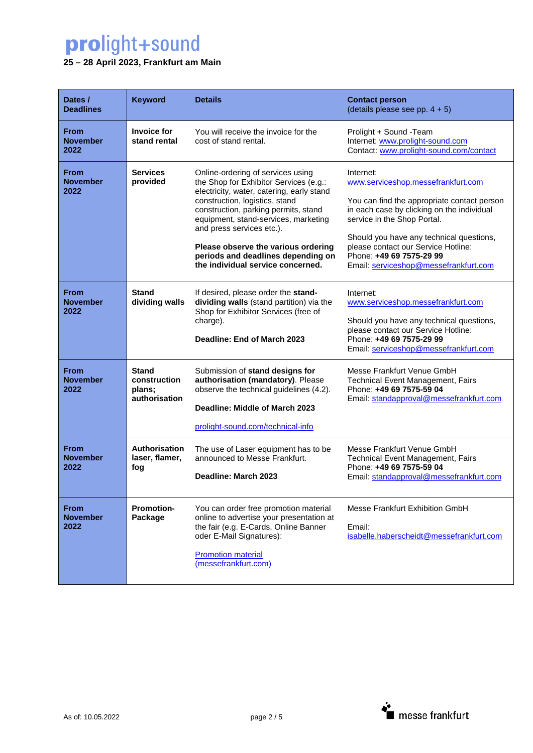# prolight+sound

**25 – 28 April 2023, Frankfurt am Main**

| Dates / Deadlines | Keyword | Details | Contact person (details please see pp. 4 + 5) |
|---|---|---|---|
| **From November 2022** | **Invoice for stand rental** | You will receive the invoice for the cost of stand rental. | Prolight + Sound -Team<br>Internet: [www.prolight-sound.com](www.prolight-sound.com)<br>Contact: [www.prolight-sound.com/contact](www.prolight-sound.com/contact) |
| **From November 2022** | **Services provided** | Online-ordering of services using the Shop for Exhibitor Services (e.g.: electricity, water, catering, early stand construction, logistics, stand construction, parking permits, stand equipment, stand-services, marketing and press services etc.).<br><br>**Please observe the various ordering periods and deadlines depending on the individual service concerned.** | Internet:<br>[www.serviceshop.messefrankfurt.com](www.serviceshop.messefrankfurt.com)<br><br>You can find the appropriate contact person in each case by clicking on the individual service in the Shop Portal.<br><br>Should you have any technical questions, please contact our Service Hotline:<br>Phone: **+49 69 7575-29 99**<br>Email: [serviceshop@messefrankfurt.com](mailto:serviceshop@messefrankfurt.com) |
| **From November 2022** | **Stand dividing walls** | If desired, please order the **stand-dividing walls** (stand partition) via the Shop for Exhibitor Services (free of charge).<br><br>**Deadline: End of March 2023** | Internet:<br>[www.serviceshop.messefrankfurt.com](www.serviceshop.messefrankfurt.com)<br><br>Should you have any technical questions, please contact our Service Hotline:<br>Phone: **+49 69 7575-29 99**<br>Email: [serviceshop@messefrankfurt.com](mailto:serviceshop@messefrankfurt.com) |
| **From November 2022** | **Stand construction plans; authorisation** | Submission of **stand designs for authorisation (mandatory)**. Please observe the technical guidelines (4.2).<br><br>**Deadline: Middle of March 2023**<br><br>[prolight-sound.com/technical-info](prolight-sound.com/technical-info) | Messe Frankfurt Venue GmbH<br>Technical Event Management, Fairs<br>Phone: **+49 69 7575-59 04**<br>Email: [standapproval@messefrankfurt.com](mailto:standapproval@messefrankfurt.com) |
| **From November 2022** | **Authorisation laser, flamer, fog** | The use of Laser equipment has to be announced to Messe Frankfurt.<br><br>**Deadline: March 2023** | Messe Frankfurt Venue GmbH<br>Technical Event Management, Fairs<br>Phone: **+49 69 7575-59 04**<br>Email: [standapproval@messefrankfurt.com](mailto:standapproval@messefrankfurt.com) |
| **From November 2022** | **Promotion-Package** | You can order free promotion material online to advertise your presentation at the fair (e.g. E-Cards, Online Banner oder E-Mail Signatures):<br><br>[Promotion material (messefrankfurt.com)]() | Messe Frankfurt Exhibition GmbH<br><br>Email:<br>[isabelle.haberscheidt@messefrankfurt.com](mailto:isabelle.haberscheidt@messefrankfurt.com) |

As of: 10.05.2022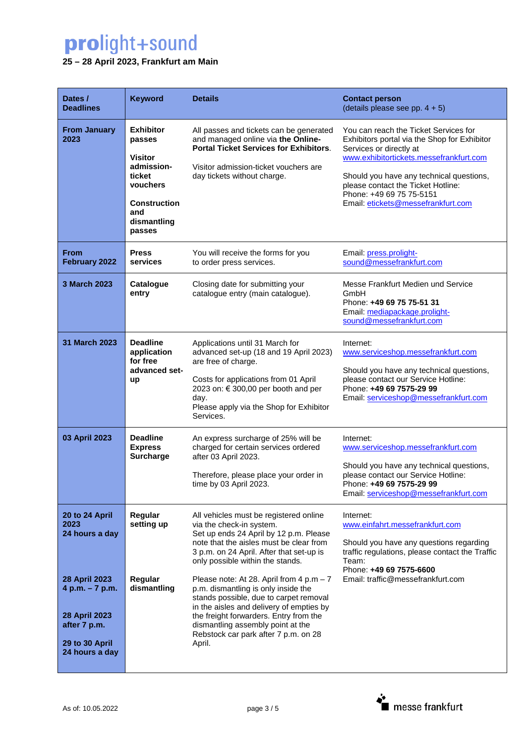# prolight+sound

**25 – 28 April 2023, Frankfurt am Main**

| **Dates / Deadlines** | **Keyword** | **Details** | **Contact person** (details please see pp. 4 + 5) |
|---|---|---|---|
| **From January 2023** | **Exhibitor passes**<br><br>**Visitor admission-ticket vouchers**<br><br>**Construction and dismantling passes** | All passes and tickets can be generated and managed online via **the Online-Portal Ticket Services for Exhibitors**.<br><br>Visitor admission-ticket vouchers are day tickets without charge. | You can reach the Ticket Services for Exhibitors portal via the Shop for Exhibitor Services or directly at www.exhibitortickets.messefrankfurt.com<br><br>Should you have any technical questions, please contact the Ticket Hotline:<br>Phone: +49 69 75 75-5151<br>Email: etickets@messefrankfurt.com |
| **From February 2022** | **Press services** | You will receive the forms for you to order press services. | Email: press.prolight-sound@messefrankfurt.com |
| **3 March 2023** | **Catalogue entry** | Closing date for submitting your catalogue entry (main catalogue). | Messe Frankfurt Medien und Service GmbH<br>Phone: **+49 69 75 75-51 31**<br>Email: mediapackage.prolight-sound@messefrankfurt.com |
| **31 March 2023** | **Deadline application for free advanced set-up** | Applications until 31 March for advanced set-up (18 and 19 April 2023) are free of charge.<br><br>Costs for applications from 01 April 2023 on: € 300,00 per booth and per day.<br>Please apply via the Shop for Exhibitor Services. | Internet:<br>www.serviceshop.messefrankfurt.com<br><br>Should you have any technical questions, please contact our Service Hotline:<br>Phone: **+49 69 7575-29 99**<br>Email: serviceshop@messefrankfurt.com |
| **03 April 2023** | **Deadline Express Surcharge** | An express surcharge of 25% will be charged for certain services ordered after 03 April 2023.<br><br>Therefore, please place your order in time by 03 April 2023. | Internet:<br>www.serviceshop.messefrankfurt.com<br><br>Should you have any technical questions, please contact our Service Hotline:<br>Phone: **+49 69 7575-29 99**<br>Email: serviceshop@messefrankfurt.com |
| **20 to 24 April 2023**<br>**24 hours a day** | **Regular setting up** | All vehicles must be registered online via the check-in system.<br>Set up ends 24 April by 12 p.m. Please note that the aisles must be clear from 3 p.m. on 24 April. After that set-up is only possible within the stands. | Internet:<br>www.einfahrt.messefrankfurt.com<br><br>Should you have any questions regarding traffic regulations, please contact the Traffic Team:<br>Phone: **+49 69 7575-6600**<br>Email: traffic@messefrankfurt.com |
| **28 April 2023**<br>**4 p.m. – 7 p.m.**<br><br>**28 April 2023**<br>**after 7 p.m.**<br><br>**29 to 30 April**<br>**24 hours a day** | **Regular dismantling** | Please note: At 28. April from 4 p.m – 7 p.m. dismantling is only inside the stands possible, due to carpet removal in the aisles and delivery of empties by the freight forwarders. Entry from the dismantling assembly point at the Rebstock car park after 7 p.m. on 28 April. | |

As of: 10.05.2022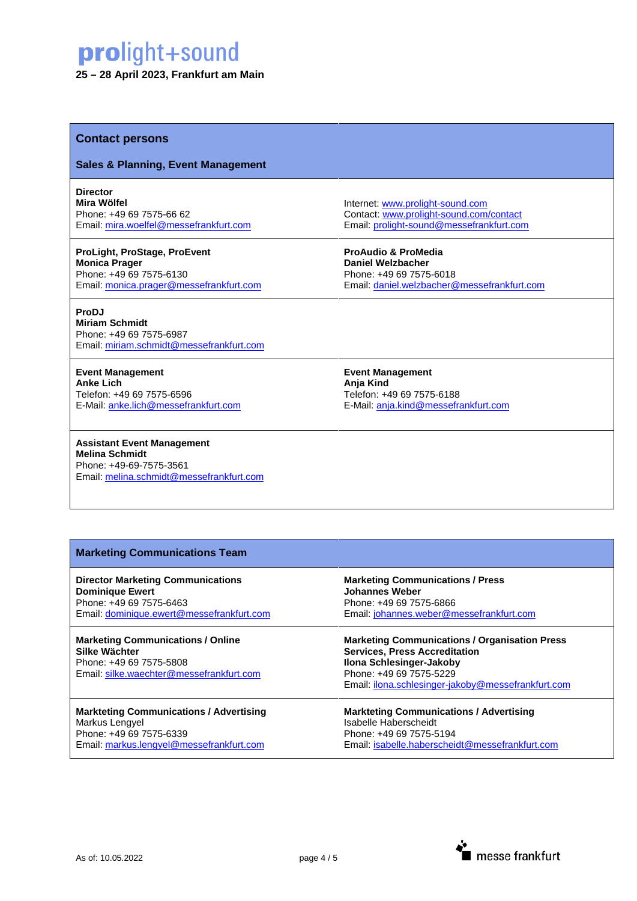# prolight+sound

**25 – 28 April 2023, Frankfurt am Main**

## Contact persons

### Sales & Planning, Event Management

**Director**
**Mira Wölfel**
Phone: +49 69 7575-66 62
Email: mira.woelfel@messefrankfurt.com

Internet: www.prolight-sound.com
Contact: www.prolight-sound.com/contact
Email: prolight-sound@messefrankfurt.com

**ProLight, ProStage, ProEvent**
**Monica Prager**
Phone: +49 69 7575-6130
Email: monica.prager@messefrankfurt.com

**ProAudio & ProMedia**
**Daniel Welzbacher**
Phone: +49 69 7575-6018
Email: daniel.welzbacher@messefrankfurt.com

**ProDJ**
**Miriam Schmidt**
Phone: +49 69 7575-6987
Email: miriam.schmidt@messefrankfurt.com

**Event Management**
**Anke Lich**
Telefon: +49 69 7575-6596
E-Mail: anke.lich@messefrankfurt.com

**Event Management**
**Anja Kind**
Telefon: +49 69 7575-6188
E-Mail: anja.kind@messefrankfurt.com

**Assistant Event Management**
**Melina Schmidt**
Phone: +49-69-7575-3561
Email: melina.schmidt@messefrankfurt.com

### Marketing Communications Team

**Director Marketing Communications**
**Dominique Ewert**
Phone: +49 69 7575-6463
Email: dominique.ewert@messefrankfurt.com

**Marketing Communications / Press**
**Johannes Weber**
Phone: +49 69 7575-6866
Email: johannes.weber@messefrankfurt.com

**Marketing Communications / Online**
**Silke Wächter**
Phone: +49 69 7575-5808
Email: silke.waechter@messefrankfurt.com

**Marketing Communications / Organisation Press Services, Press Accreditation**
**Ilona Schlesinger-Jakoby**
Phone: +49 69 7575-5229
Email: ilona.schlesinger-jakoby@messefrankfurt.com

**Markteting Communications / Advertising**
Markus Lengyel
Phone: +49 69 7575-6339
Email: markus.lengyel@messefrankfurt.com

**Markteting Communications / Advertising**
Isabelle Haberscheidt
Phone: +49 69 7575-5194
Email: isabelle.haberscheidt@messefrankfurt.com

As of: 10.05.2022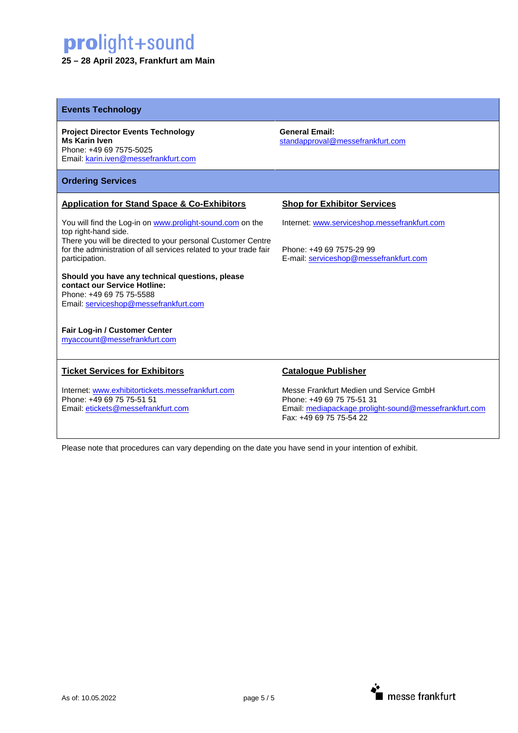**prolight+sound**

**25 – 28 April 2023, Frankfurt am Main**

## Events Technology

**Project Director Events Technology**
**Ms Karin Iven**
Phone: +49 69 7575-5025
Email: karin.iven@messefrankfurt.com

**General Email:**
standapproval@messefrankfurt.com

## Ordering Services

### Application for Stand Space & Co-Exhibitors

You will find the Log-in on www.prolight-sound.com on the top right-hand side.
There you will be directed to your personal Customer Centre for the administration of all services related to your trade fair participation.

**Should you have any technical questions, please contact our Service Hotline:**
Phone: +49 69 75 75-5588
Email: serviceshop@messefrankfurt.com

**Fair Log-in / Customer Center**
myaccount@messefrankfurt.com

### Shop for Exhibitor Services

Internet: www.serviceshop.messefrankfurt.com

Phone: +49 69 7575-29 99
E-mail: serviceshop@messefrankfurt.com

### Ticket Services for Exhibitors

Internet: www.exhibitortickets.messefrankfurt.com
Phone: +49 69 75 75-51 51
Email: etickets@messefrankfurt.com

### Catalogue Publisher

Messe Frankfurt Medien und Service GmbH
Phone: +49 69 75 75-51 31
Email: mediapackage.prolight-sound@messefrankfurt.com
Fax: +49 69 75 75-54 22

Please note that procedures can vary depending on the date you have send in your intention of exhibit.

As of: 10.05.2022